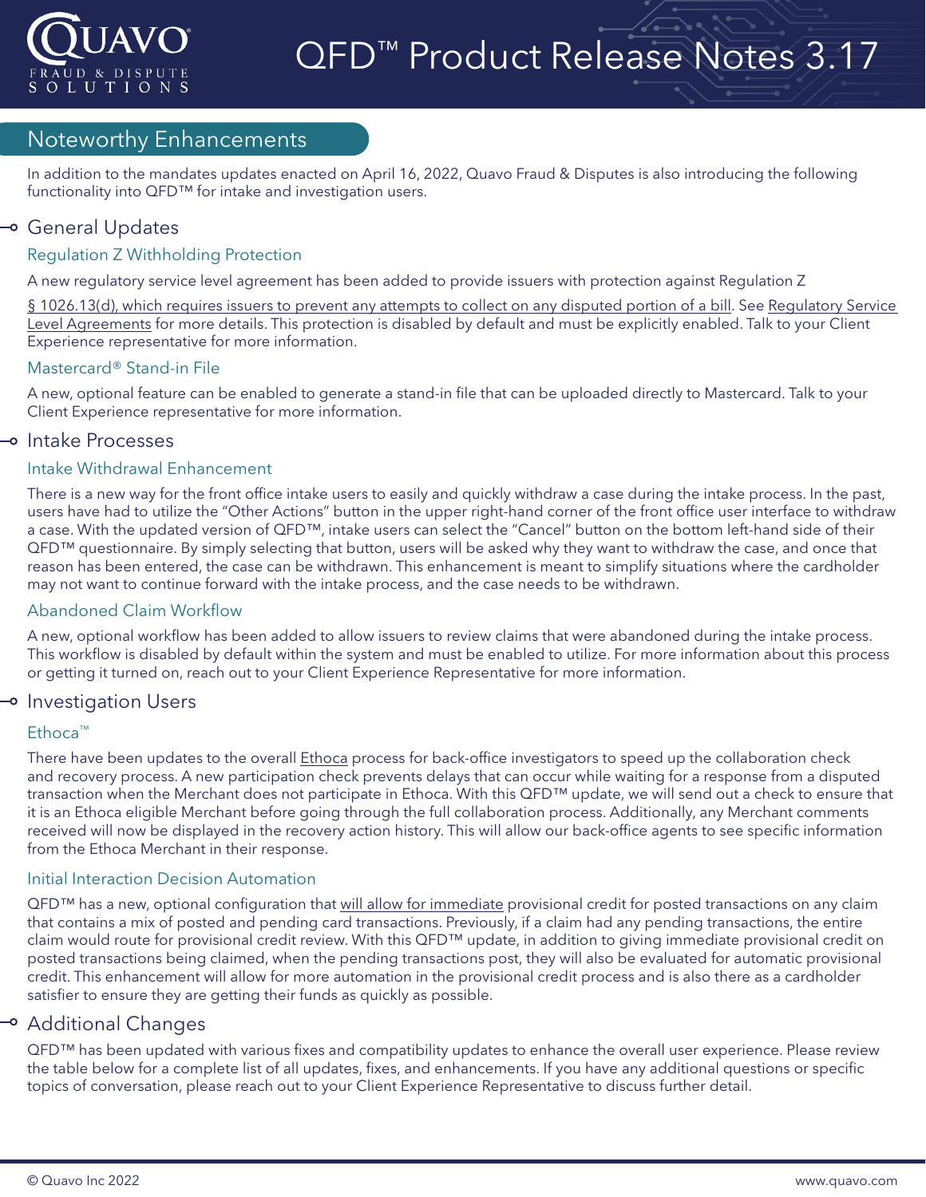# QFD™ Product Release Notes 3.17

## Noteworthy Enhancements

In addition to the mandates updates enacted on April 16, 2022, Quavo Fraud & Disputes is also introducing the following functionality into QFD™ for intake and investigation users.

### General Updates

#### Regulation Z Withholding Protection

A new regulatory service level agreement has been added to provide issuers with protection against Regulation Z

§ 1026.13(d), which requires issuers to prevent any attempts to collect on any disputed portion of a bill. See Regulatory Service Level Agreements for more details. This protection is disabled by default and must be explicitly enabled. Talk to your Client Experience representative for more information.

#### Mastercard® Stand-in File

A new, optional feature can be enabled to generate a stand-in file that can be uploaded directly to Mastercard. Talk to your Client Experience representative for more information.

### Intake Processes

#### Intake Withdrawal Enhancement

There is a new way for the front office intake users to easily and quickly withdraw a case during the intake process. In the past, users have had to utilize the "Other Actions" button in the upper right-hand corner of the front office user interface to withdraw a case. With the updated version of QFD™, intake users can select the "Cancel" button on the bottom left-hand side of their QFD™ questionnaire. By simply selecting that button, users will be asked why they want to withdraw the case, and once that reason has been entered, the case can be withdrawn. This enhancement is meant to simplify situations where the cardholder may not want to continue forward with the intake process, and the case needs to be withdrawn.

#### Abandoned Claim Workflow

A new, optional workflow has been added to allow issuers to review claims that were abandoned during the intake process. This workflow is disabled by default within the system and must be enabled to utilize. For more information about this process or getting it turned on, reach out to your Client Experience Representative for more information.

### Investigation Users

#### Ethoca™

There have been updates to the overall Ethoca process for back-office investigators to speed up the collaboration check and recovery process. A new participation check prevents delays that can occur while waiting for a response from a disputed transaction when the Merchant does not participate in Ethoca. With this QFD™ update, we will send out a check to ensure that it is an Ethoca eligible Merchant before going through the full collaboration process. Additionally, any Merchant comments received will now be displayed in the recovery action history. This will allow our back-office agents to see specific information from the Ethoca Merchant in their response.

#### Initial Interaction Decision Automation

QFD™ has a new, optional configuration that will allow for immediate provisional credit for posted transactions on any claim that contains a mix of posted and pending card transactions. Previously, if a claim had any pending transactions, the entire claim would route for provisional credit review. With this QFD™ update, in addition to giving immediate provisional credit on posted transactions being claimed, when the pending transactions post, they will also be evaluated for automatic provisional credit. This enhancement will allow for more automation in the provisional credit process and is also there as a cardholder satisfier to ensure they are getting their funds as quickly as possible.

### Additional Changes

QFD™ has been updated with various fixes and compatibility updates to enhance the overall user experience. Please review the table below for a complete list of all updates, fixes, and enhancements. If you have any additional questions or specific topics of conversation, please reach out to your Client Experience Representative to discuss further detail.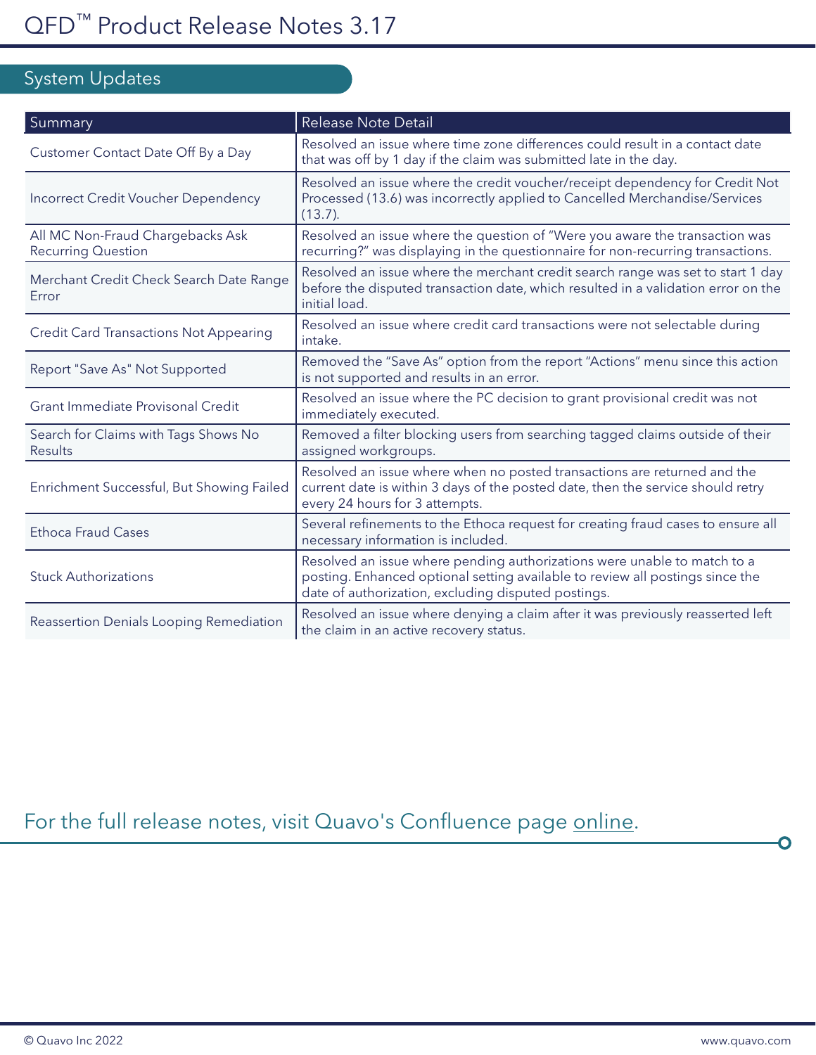# QFD™ Product Release Notes 3.17

## System Updates

| Summary | Release Note Detail |
| --- | --- |
| Customer Contact Date Off By a Day | Resolved an issue where time zone differences could result in a contact date that was off by 1 day if the claim was submitted late in the day. |
| Incorrect Credit Voucher Dependency | Resolved an issue where the credit voucher/receipt dependency for Credit Not Processed (13.6) was incorrectly applied to Cancelled Merchandise/Services (13.7). |
| All MC Non-Fraud Chargebacks Ask Recurring Question | Resolved an issue where the question of "Were you aware the transaction was recurring?" was displaying in the questionnaire for non-recurring transactions. |
| Merchant Credit Check Search Date Range Error | Resolved an issue where the merchant credit search range was set to start 1 day before the disputed transaction date, which resulted in a validation error on the initial load. |
| Credit Card Transactions Not Appearing | Resolved an issue where credit card transactions were not selectable during intake. |
| Report "Save As" Not Supported | Removed the "Save As" option from the report "Actions" menu since this action is not supported and results in an error. |
| Grant Immediate Provisonal Credit | Resolved an issue where the PC decision to grant provisional credit was not immediately executed. |
| Search for Claims with Tags Shows No Results | Removed a filter blocking users from searching tagged claims outside of their assigned workgroups. |
| Enrichment Successful, But Showing Failed | Resolved an issue where when no posted transactions are returned and the current date is within 3 days of the posted date, then the service should retry every 24 hours for 3 attempts. |
| Ethoca Fraud Cases | Several refinements to the Ethoca request for creating fraud cases to ensure all necessary information is included. |
| Stuck Authorizations | Resolved an issue where pending authorizations were unable to match to a posting. Enhanced optional setting available to review all postings since the date of authorization, excluding disputed postings. |
| Reassertion Denials Looping Remediation | Resolved an issue where denying a claim after it was previously reasserted left the claim in an active recovery status. |

For the full release notes, visit Quavo's Confluence page online.

© Quavo Inc 2022 www.quavo.com